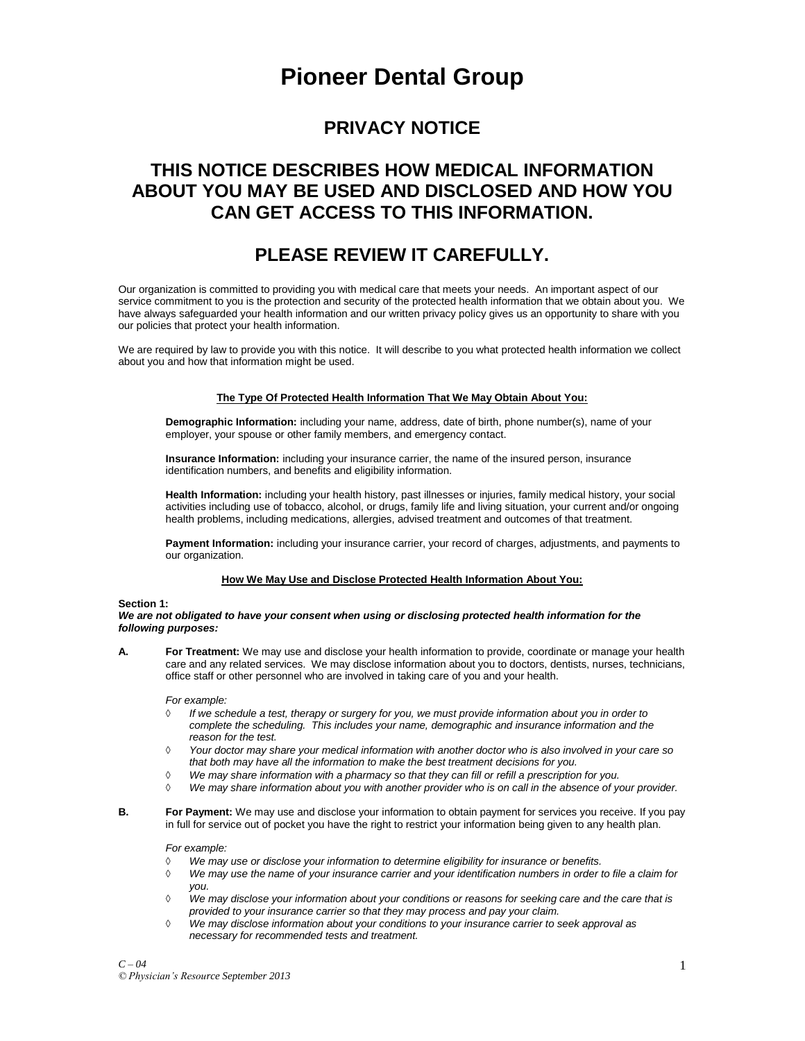# Pioneer Dental Group

## PRIVACY NOTICE

## THIS NOTICE DESCRIBES HOW MEDICAL INFORMATION ABOUT YOU MAY BE USED AND DISCLOSED AND HOW YOU CAN GET ACCESS TO THIS INFORMATION.

## PLEASE REVIEW IT CAREFULLY.

Our organization is committed to providing you with medical care that meets your needs. An important aspect of our service commitment to you is the protection and security of the protected health information that we obtain about you. We have always safeguarded your health information and our written privacy policy gives us an opportunity to share with you our policies that protect your health information.

We are required by law to provide you with this notice. It will describe to you what protected health information we collect about you and how that information might be used.

**The Type Of Protected Health Information That We May Obtain About You:**

**Demographic Information:** including your name, address, date of birth, phone number(s), name of your employer, your spouse or other family members, and emergency contact.

**Insurance Information:** including your insurance carrier, the name of the insured person, insurance identification numbers, and benefits and eligibility information.

**Health Information:** including your health history, past illnesses or injuries, family medical history, your social activities including use of tobacco, alcohol, or drugs, family life and living situation, your current and/or ongoing health problems, including medications, allergies, advised treatment and outcomes of that treatment.

**Payment Information:** including your insurance carrier, your record of charges, adjustments, and payments to our organization.

**How We May Use and Disclose Protected Health Information About You:**

**Section 1:**
***We are not obligated to have your consent when using or disclosing protected health information for the following purposes:***

**A. For Treatment:** We may use and disclose your health information to provide, coordinate or manage your health care and any related services. We may disclose information about you to doctors, dentists, nurses, technicians, office staff or other personnel who are involved in taking care of you and your health.

*For example:*

- *If we schedule a test, therapy or surgery for you, we must provide information about you in order to complete the scheduling. This includes your name, demographic and insurance information and the reason for the test.*
- *Your doctor may share your medical information with another doctor who is also involved in your care so that both may have all the information to make the best treatment decisions for you.*
- *We may share information with a pharmacy so that they can fill or refill a prescription for you.*
- *We may share information about you with another provider who is on call in the absence of your provider.*

**B. For Payment:** We may use and disclose your information to obtain payment for services you receive. If you pay in full for service out of pocket you have the right to restrict your information being given to any health plan.

*For example:*

- *We may use or disclose your information to determine eligibility for insurance or benefits.*
- *We may use the name of your insurance carrier and your identification numbers in order to file a claim for you.*
- *We may disclose your information about your conditions or reasons for seeking care and the care that is provided to your insurance carrier so that they may process and pay your claim.*
- *We may disclose information about your conditions to your insurance carrier to seek approval as necessary for recommended tests and treatment.*

*C – 04*
*© Physician's Resource September 2013*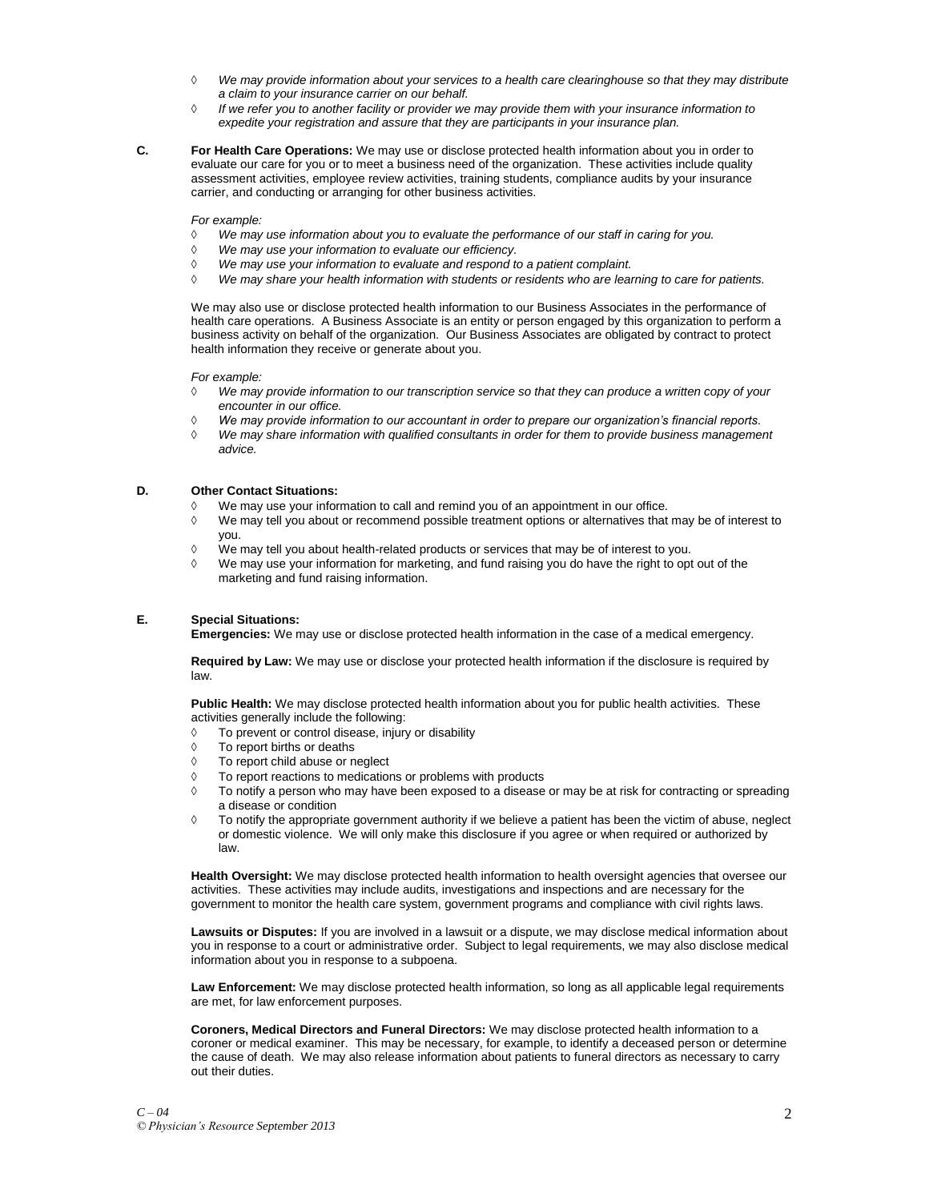- *We may provide information about your services to a health care clearinghouse so that they may distribute a claim to your insurance carrier on our behalf.*
- *If we refer you to another facility or provider we may provide them with your insurance information to expedite your registration and assure that they are participants in your insurance plan.*

**C. For Health Care Operations:** We may use or disclose protected health information about you in order to evaluate our care for you or to meet a business need of the organization. These activities include quality assessment activities, employee review activities, training students, compliance audits by your insurance carrier, and conducting or arranging for other business activities.

*For example:*

- *We may use information about you to evaluate the performance of our staff in caring for you.*
- *We may use your information to evaluate our efficiency.*
- *We may use your information to evaluate and respond to a patient complaint.*
- *We may share your health information with students or residents who are learning to care for patients.*

We may also use or disclose protected health information to our Business Associates in the performance of health care operations. A Business Associate is an entity or person engaged by this organization to perform a business activity on behalf of the organization. Our Business Associates are obligated by contract to protect health information they receive or generate about you.

*For example:*

- *We may provide information to our transcription service so that they can produce a written copy of your encounter in our office.*
- *We may provide information to our accountant in order to prepare our organization's financial reports.*
- *We may share information with qualified consultants in order for them to provide business management advice.*

**D. Other Contact Situations:**

- We may use your information to call and remind you of an appointment in our office.
- We may tell you about or recommend possible treatment options or alternatives that may be of interest to you.
- We may tell you about health-related products or services that may be of interest to you.
- We may use your information for marketing, and fund raising you do have the right to opt out of the marketing and fund raising information.

**E. Special Situations:**

**Emergencies:** We may use or disclose protected health information in the case of a medical emergency.

**Required by Law:** We may use or disclose your protected health information if the disclosure is required by law.

**Public Health:** We may disclose protected health information about you for public health activities. These activities generally include the following:

- To prevent or control disease, injury or disability
- To report births or deaths
- To report child abuse or neglect
- To report reactions to medications or problems with products
- To notify a person who may have been exposed to a disease or may be at risk for contracting or spreading a disease or condition
- To notify the appropriate government authority if we believe a patient has been the victim of abuse, neglect or domestic violence. We will only make this disclosure if you agree or when required or authorized by law.

**Health Oversight:** We may disclose protected health information to health oversight agencies that oversee our activities. These activities may include audits, investigations and inspections and are necessary for the government to monitor the health care system, government programs and compliance with civil rights laws.

**Lawsuits or Disputes:** If you are involved in a lawsuit or a dispute, we may disclose medical information about you in response to a court or administrative order. Subject to legal requirements, we may also disclose medical information about you in response to a subpoena.

**Law Enforcement:** We may disclose protected health information, so long as all applicable legal requirements are met, for law enforcement purposes.

**Coroners, Medical Directors and Funeral Directors:** We may disclose protected health information to a coroner or medical examiner. This may be necessary, for example, to identify a deceased person or determine the cause of death. We may also release information about patients to funeral directors as necessary to carry out their duties.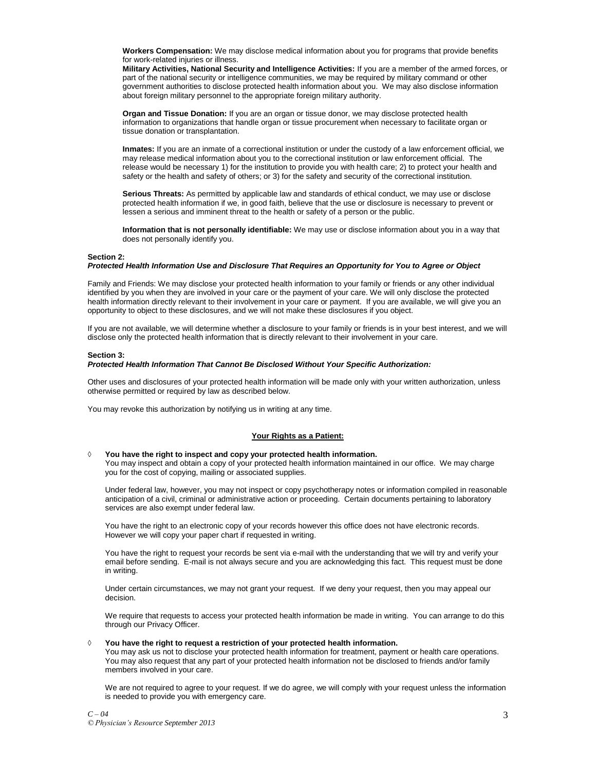**Workers Compensation:** We may disclose medical information about you for programs that provide benefits for work-related injuries or illness.

**Military Activities, National Security and Intelligence Activities:** If you are a member of the armed forces, or part of the national security or intelligence communities, we may be required by military command or other government authorities to disclose protected health information about you. We may also disclose information about foreign military personnel to the appropriate foreign military authority.

**Organ and Tissue Donation:** If you are an organ or tissue donor, we may disclose protected health information to organizations that handle organ or tissue procurement when necessary to facilitate organ or tissue donation or transplantation.

**Inmates:** If you are an inmate of a correctional institution or under the custody of a law enforcement official, we may release medical information about you to the correctional institution or law enforcement official. The release would be necessary 1) for the institution to provide you with health care; 2) to protect your health and safety or the health and safety of others; or 3) for the safety and security of the correctional institution.

**Serious Threats:** As permitted by applicable law and standards of ethical conduct, we may use or disclose protected health information if we, in good faith, believe that the use or disclosure is necessary to prevent or lessen a serious and imminent threat to the health or safety of a person or the public.

**Information that is not personally identifiable:** We may use or disclose information about you in a way that does not personally identify you.

**Section 2:**
***Protected Health Information Use and Disclosure That Requires an Opportunity for You to Agree or Object***

Family and Friends: We may disclose your protected health information to your family or friends or any other individual identified by you when they are involved in your care or the payment of your care. We will only disclose the protected health information directly relevant to their involvement in your care or payment. If you are available, we will give you an opportunity to object to these disclosures, and we will not make these disclosures if you object.

If you are not available, we will determine whether a disclosure to your family or friends is in your best interest, and we will disclose only the protected health information that is directly relevant to their involvement in your care.

**Section 3:**
***Protected Health Information That Cannot Be Disclosed Without Your Specific Authorization:***

Other uses and disclosures of your protected health information will be made only with your written authorization, unless otherwise permitted or required by law as described below.

You may revoke this authorization by notifying us in writing at any time.

**Your Rights as a Patient:**

◊ **You have the right to inspect and copy your protected health information.**
You may inspect and obtain a copy of your protected health information maintained in our office. We may charge you for the cost of copying, mailing or associated supplies.

Under federal law, however, you may not inspect or copy psychotherapy notes or information compiled in reasonable anticipation of a civil, criminal or administrative action or proceeding. Certain documents pertaining to laboratory services are also exempt under federal law.

You have the right to an electronic copy of your records however this office does not have electronic records. However we will copy your paper chart if requested in writing.

You have the right to request your records be sent via e-mail with the understanding that we will try and verify your email before sending. E-mail is not always secure and you are acknowledging this fact. This request must be done in writing.

Under certain circumstances, we may not grant your request. If we deny your request, then you may appeal our decision.

We require that requests to access your protected health information be made in writing. You can arrange to do this through our Privacy Officer.

◊ **You have the right to request a restriction of your protected health information.**
You may ask us not to disclose your protected health information for treatment, payment or health care operations. You may also request that any part of your protected health information not be disclosed to friends and/or family members involved in your care.

We are not required to agree to your request. If we do agree, we will comply with your request unless the information is needed to provide you with emergency care.

*C – 04*
*© Physician's Resource September 2013*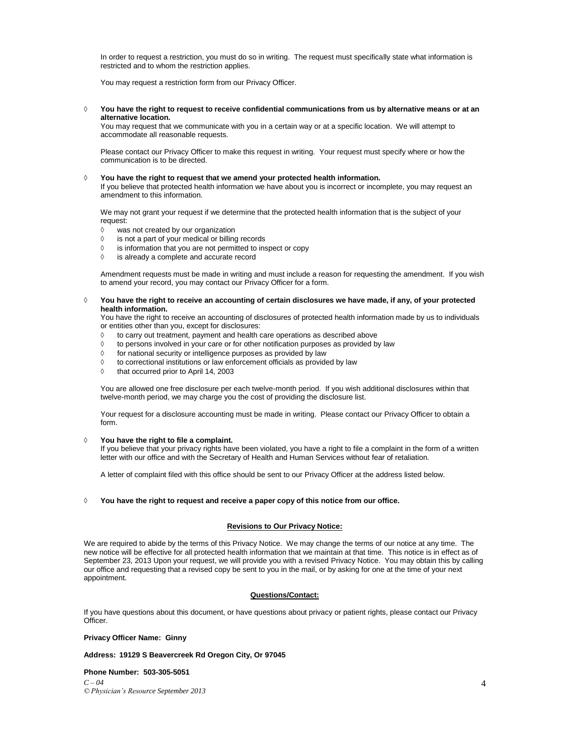In order to request a restriction, you must do so in writing. The request must specifically state what information is restricted and to whom the restriction applies.

You may request a restriction form from our Privacy Officer.

◊ **You have the right to request to receive confidential communications from us by alternative means or at an alternative location.**
You may request that we communicate with you in a certain way or at a specific location. We will attempt to accommodate all reasonable requests.

Please contact our Privacy Officer to make this request in writing. Your request must specify where or how the communication is to be directed.

◊ **You have the right to request that we amend your protected health information.**
If you believe that protected health information we have about you is incorrect or incomplete, you may request an amendment to this information.

We may not grant your request if we determine that the protected health information that is the subject of your request:

◊ was not created by our organization
◊ is not a part of your medical or billing records
◊ is information that you are not permitted to inspect or copy
◊ is already a complete and accurate record

Amendment requests must be made in writing and must include a reason for requesting the amendment. If you wish to amend your record, you may contact our Privacy Officer for a form.

◊ **You have the right to receive an accounting of certain disclosures we have made, if any, of your protected health information.**
You have the right to receive an accounting of disclosures of protected health information made by us to individuals or entities other than you, except for disclosures:

◊ to carry out treatment, payment and health care operations as described above
◊ to persons involved in your care or for other notification purposes as provided by law
◊ for national security or intelligence purposes as provided by law
◊ to correctional institutions or law enforcement officials as provided by law
◊ that occurred prior to April 14, 2003

You are allowed one free disclosure per each twelve-month period. If you wish additional disclosures within that twelve-month period, we may charge you the cost of providing the disclosure list.

Your request for a disclosure accounting must be made in writing. Please contact our Privacy Officer to obtain a form.

◊ **You have the right to file a complaint.**
If you believe that your privacy rights have been violated, you have a right to file a complaint in the form of a written letter with our office and with the Secretary of Health and Human Services without fear of retaliation.

A letter of complaint filed with this office should be sent to our Privacy Officer at the address listed below.

◊ **You have the right to request and receive a paper copy of this notice from our office.**

## Revisions to Our Privacy Notice:

We are required to abide by the terms of this Privacy Notice. We may change the terms of our notice at any time. The new notice will be effective for all protected health information that we maintain at that time. This notice is in effect as of September 23, 2013 Upon your request, we will provide you with a revised Privacy Notice. You may obtain this by calling our office and requesting that a revised copy be sent to you in the mail, or by asking for one at the time of your next appointment.

## Questions/Contact:

If you have questions about this document, or have questions about privacy or patient rights, please contact our Privacy Officer.

**Privacy Officer Name: Ginny**

**Address: 19129 S Beavercreek Rd Oregon City, Or 97045**

**Phone Number: 503-305-5051**

*C – 04*
*© Physician's Resource September 2013*